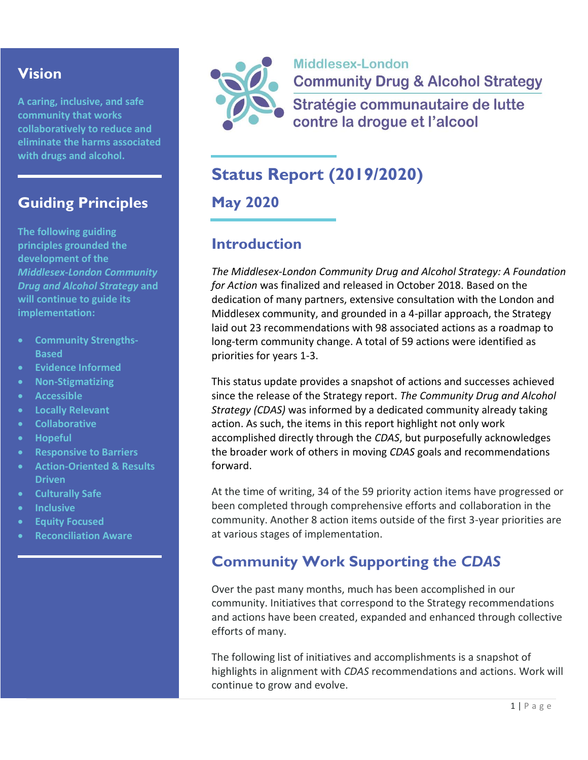Middlesex-London
Community Drug & Alcohol Strategy
Stratégie communautaire de lutte contre la drogue et l'alcool

# Status Report (2019/2020)

## May 2020

## Introduction

*The Middlesex-London Community Drug and Alcohol Strategy: A Foundation for Action* was finalized and released in October 2018. Based on the dedication of many partners, extensive consultation with the London and Middlesex community, and grounded in a 4-pillar approach, the Strategy laid out 23 recommendations with 98 associated actions as a roadmap to long-term community change. A total of 59 actions were identified as priorities for years 1-3.

This status update provides a snapshot of actions and successes achieved since the release of the Strategy report. *The Community Drug and Alcohol Strategy (CDAS)* was informed by a dedicated community already taking action. As such, the items in this report highlight not only work accomplished directly through the *CDAS*, but purposefully acknowledges the broader work of others in moving *CDAS* goals and recommendations forward.

At the time of writing, 34 of the 59 priority action items have progressed or been completed through comprehensive efforts and collaboration in the community. Another 8 action items outside of the first 3-year priorities are at various stages of implementation.

## Community Work Supporting the *CDAS*

Over the past many months, much has been accomplished in our community. Initiatives that correspond to the Strategy recommendations and actions have been created, expanded and enhanced through collective efforts of many.

The following list of initiatives and accomplishments is a snapshot of highlights in alignment with *CDAS* recommendations and actions. Work will continue to grow and evolve.

## Vision

**A caring, inclusive, and safe community that works collaboratively to reduce and eliminate the harms associated with drugs and alcohol.**

## Guiding Principles

**The following guiding principles grounded the development of the *Middlesex-London Community Drug and Alcohol Strategy* and will continue to guide its implementation:**

- **Community Strengths-Based**
- **Evidence Informed**
- **Non-Stigmatizing**
- **Accessible**
- **Locally Relevant**
- **Collaborative**
- **Hopeful**
- **Responsive to Barriers**
- **Action-Oriented & Results Driven**
- **Culturally Safe**
- **Inclusive**
- **Equity Focused**
- **Reconciliation Aware**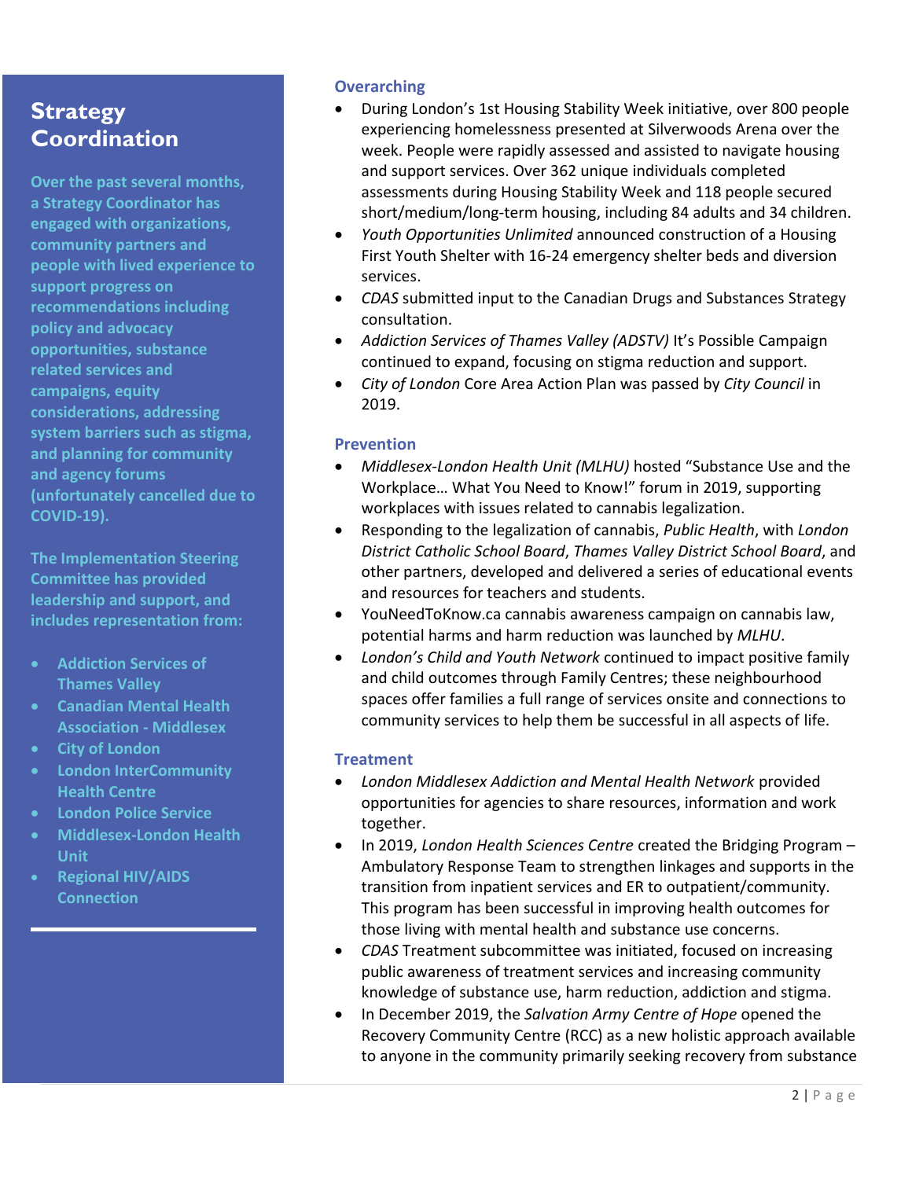## Strategy Coordination

**Over the past several months, a Strategy Coordinator has engaged with organizations, community partners and people with lived experience to support progress on recommendations including policy and advocacy opportunities, substance related services and campaigns, equity considerations, addressing system barriers such as stigma, and planning for community and agency forums (unfortunately cancelled due to COVID-19).**

**The Implementation Steering Committee has provided leadership and support, and includes representation from:**

- **Addiction Services of Thames Valley**
- **Canadian Mental Health Association - Middlesex**
- **City of London**
- **London InterCommunity Health Centre**
- **London Police Service**
- **Middlesex-London Health Unit**
- **Regional HIV/AIDS Connection**

### Overarching

- During London's 1st Housing Stability Week initiative, over 800 people experiencing homelessness presented at Silverwoods Arena over the week. People were rapidly assessed and assisted to navigate housing and support services. Over 362 unique individuals completed assessments during Housing Stability Week and 118 people secured short/medium/long-term housing, including 84 adults and 34 children.
- *Youth Opportunities Unlimited* announced construction of a Housing First Youth Shelter with 16-24 emergency shelter beds and diversion services.
- *CDAS* submitted input to the Canadian Drugs and Substances Strategy consultation.
- *Addiction Services of Thames Valley (ADSTV)* It's Possible Campaign continued to expand, focusing on stigma reduction and support.
- *City of London* Core Area Action Plan was passed by *City Council* in 2019.

### Prevention

- *Middlesex-London Health Unit (MLHU)* hosted "Substance Use and the Workplace… What You Need to Know!" forum in 2019, supporting workplaces with issues related to cannabis legalization.
- Responding to the legalization of cannabis, *Public Health*, with *London District Catholic School Board*, *Thames Valley District School Board*, and other partners, developed and delivered a series of educational events and resources for teachers and students.
- YouNeedToKnow.ca cannabis awareness campaign on cannabis law, potential harms and harm reduction was launched by *MLHU*.
- *London's Child and Youth Network* continued to impact positive family and child outcomes through Family Centres; these neighbourhood spaces offer families a full range of services onsite and connections to community services to help them be successful in all aspects of life.

### Treatment

- *London Middlesex Addiction and Mental Health Network* provided opportunities for agencies to share resources, information and work together.
- In 2019, *London Health Sciences Centre* created the Bridging Program – Ambulatory Response Team to strengthen linkages and supports in the transition from inpatient services and ER to outpatient/community. This program has been successful in improving health outcomes for those living with mental health and substance use concerns.
- *CDAS* Treatment subcommittee was initiated, focused on increasing public awareness of treatment services and increasing community knowledge of substance use, harm reduction, addiction and stigma.
- In December 2019, the *Salvation Army Centre of Hope* opened the Recovery Community Centre (RCC) as a new holistic approach available to anyone in the community primarily seeking recovery from substance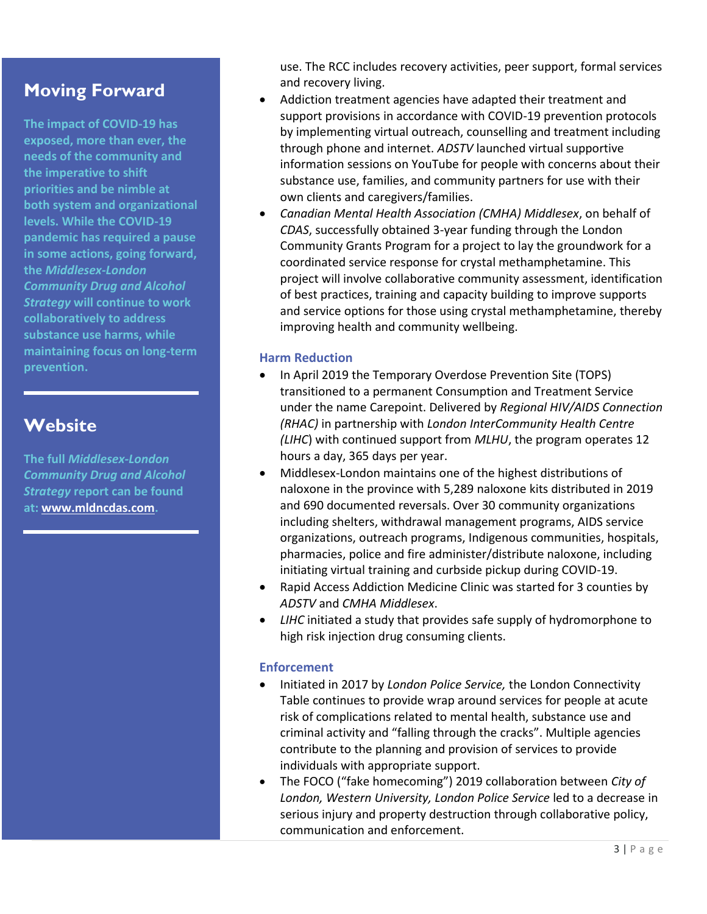## Moving Forward

**The impact of COVID-19 has exposed, more than ever, the needs of the community and the imperative to shift priorities and be nimble at both system and organizational levels. While the COVID-19 pandemic has required a pause in some actions, going forward, the *Middlesex-London Community Drug and Alcohol Strategy* will continue to work collaboratively to address substance use harms, while maintaining focus on long-term prevention.**

## Website

**The full *Middlesex-London Community Drug and Alcohol Strategy* report can be found at: www.mldncdas.com.**

use. The RCC includes recovery activities, peer support, formal services and recovery living.

- Addiction treatment agencies have adapted their treatment and support provisions in accordance with COVID-19 prevention protocols by implementing virtual outreach, counselling and treatment including through phone and internet. *ADSTV* launched virtual supportive information sessions on YouTube for people with concerns about their substance use, families, and community partners for use with their own clients and caregivers/families.
- *Canadian Mental Health Association (CMHA) Middlesex*, on behalf of *CDAS*, successfully obtained 3-year funding through the London Community Grants Program for a project to lay the groundwork for a coordinated service response for crystal methamphetamine. This project will involve collaborative community assessment, identification of best practices, training and capacity building to improve supports and service options for those using crystal methamphetamine, thereby improving health and community wellbeing.

### Harm Reduction

- In April 2019 the Temporary Overdose Prevention Site (TOPS) transitioned to a permanent Consumption and Treatment Service under the name Carepoint. Delivered by *Regional HIV/AIDS Connection (RHAC)* in partnership with *London InterCommunity Health Centre (LIHC)* with continued support from *MLHU*, the program operates 12 hours a day, 365 days per year.
- Middlesex-London maintains one of the highest distributions of naloxone in the province with 5,289 naloxone kits distributed in 2019 and 690 documented reversals. Over 30 community organizations including shelters, withdrawal management programs, AIDS service organizations, outreach programs, Indigenous communities, hospitals, pharmacies, police and fire administer/distribute naloxone, including initiating virtual training and curbside pickup during COVID-19.
- Rapid Access Addiction Medicine Clinic was started for 3 counties by *ADSTV* and *CMHA Middlesex*.
- *LIHC* initiated a study that provides safe supply of hydromorphone to high risk injection drug consuming clients.

### Enforcement

- Initiated in 2017 by *London Police Service,* the London Connectivity Table continues to provide wrap around services for people at acute risk of complications related to mental health, substance use and criminal activity and "falling through the cracks". Multiple agencies contribute to the planning and provision of services to provide individuals with appropriate support.
- The FOCO ("fake homecoming") 2019 collaboration between *City of London, Western University, London Police Service* led to a decrease in serious injury and property destruction through collaborative policy, communication and enforcement.